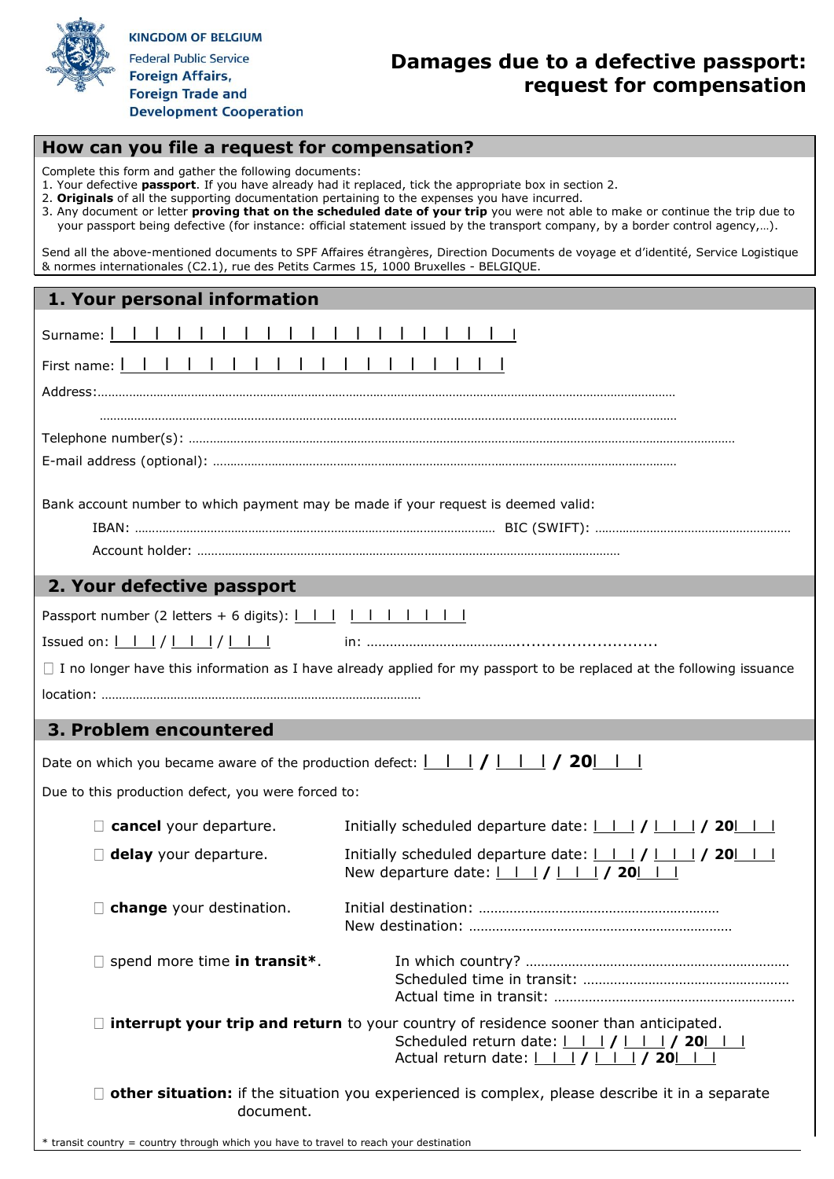KINGDOM OF BELGIUM

Federal Public Service
**Foreign Affairs, Foreign Trade and Development Cooperation**

# Damages due to a defective passport: request for compensation

## How can you file a request for compensation?

Complete this form and gather the following documents:

1. Your defective **passport**. If you have already had it replaced, tick the appropriate box in section 2.
2. **Originals** of all the supporting documentation pertaining to the expenses you have incurred.
3. Any document or letter **proving that on the scheduled date of your trip** you were not able to make or continue the trip due to your passport being defective (for instance: official statement issued by the transport company, by a border control agency,…).

Send all the above-mentioned documents to SPF Affaires étrangères, Direction Documents de voyage et d'identité, Service Logistique & normes internationales (C2.1), rue des Petits Carmes 15, 1000 Bruxelles - BELGIQUE.

## 1. Your personal information

Surname: |_|_|_|_|_|_|_|_|_|_|_|_|_|_|_|_|_|_|

First name: |_|_|_|_|_|_|_|_|_|_|_|_|_|_|_|_|_|

Address:……………………………………………………………………………………………

……………………………………………………………………………………………………

Telephone number(s): ……………………………………………………………………………

E-mail address (optional): ………………………………………………………………………

Bank account number to which payment may be made if your request is deemed valid:

IBAN: ……………………………………………… BIC (SWIFT): ………………………………

Account holder: ……………………………………………………………………………

## 2. Your defective passport

Passport number (2 letters + 6 digits): |_|_| |_|_|_|_|_|_|

Issued on: |_|_| / |_|_| / |_|_| in: ……………………………………………

☐ I no longer have this information as I have already applied for my passport to be replaced at the following issuance location: ……………………………………………

## 3. Problem encountered

Date on which you became aware of the production defect: |_|_| / |_|_| / 20|_|_|

Due to this production defect, you were forced to:

☐ **cancel** your departure. Initially scheduled departure date: |_|_| / |_|_| / 20|_|_|

☐ **delay** your departure. Initially scheduled departure date: |_|_| / |_|_| / 20|_|_|
New departure date: |_|_| / |_|_| / 20|_|_|

☐ **change** your destination. Initial destination: ……………………………………
New destination: ……………………………………

☐ spend more time **in transit\***. In which country? ……………………………………
Scheduled time in transit: ……………………………………
Actual time in transit: ……………………………………

☐ **interrupt your trip and return** to your country of residence sooner than anticipated.
Scheduled return date: |_|_| / |_|_| / 20|_|_|
Actual return date: |_|_| / |_|_| / 20|_|_|

☐ **other situation:** if the situation you experienced is complex, please describe it in a separate document.

\* transit country = country through which you have to travel to reach your destination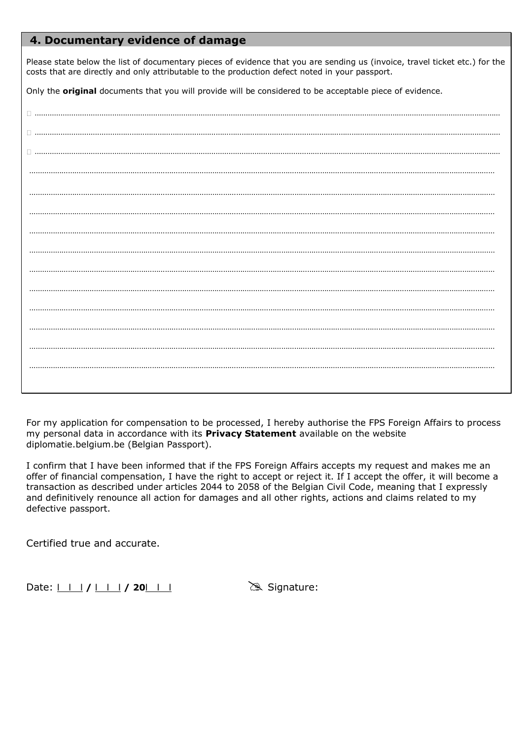## 4. Documentary evidence of damage

Please state below the list of documentary pieces of evidence that you are sending us (invoice, travel ticket etc.) for the costs that are directly and only attributable to the production defect noted in your passport.

Only the **original** documents that you will provide will be considered to be acceptable piece of evidence.

- ☐ ……………………………………………………………………………………………………………………………………………………
- ☐ ……………………………………………………………………………………………………………………………………………………
- ☐ ……………………………………………………………………………………………………………………………………………………

……………………………………………………………………………………………………………………………………………………

……………………………………………………………………………………………………………………………………………………

……………………………………………………………………………………………………………………………………………………

……………………………………………………………………………………………………………………………………………………

……………………………………………………………………………………………………………………………………………………

……………………………………………………………………………………………………………………………………………………

……………………………………………………………………………………………………………………………………………………

……………………………………………………………………………………………………………………………………………………

……………………………………………………………………………………………………………………………………………………

……………………………………………………………………………………………………………………………………………………

……………………………………………………………………………………………………………………………………………………

For my application for compensation to be processed, I hereby authorise the FPS Foreign Affairs to process my personal data in accordance with its **Privacy Statement** available on the website diplomatie.belgium.be (Belgian Passport).

I confirm that I have been informed that if the FPS Foreign Affairs accepts my request and makes me an offer of financial compensation, I have the right to accept or reject it. If I accept the offer, it will become a transaction as described under articles 2044 to 2058 of the Belgian Civil Code, meaning that I expressly and definitively renounce all action for damages and all other rights, actions and claims related to my defective passport.

Certified true and accurate.

Date: |__|__| **/** |__|__| **/ 20**|__|__|

Signature: